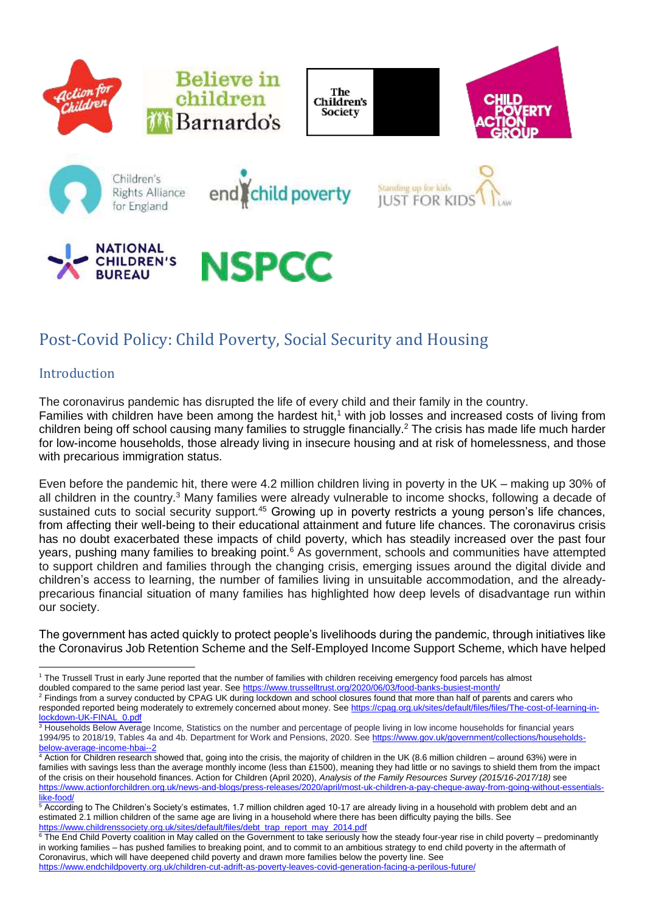# Post-Covid Policy: Child Poverty, Social Security and Housing

## Introduction

The coronavirus pandemic has disrupted the life of every child and their family in the country. Families with children have been among the hardest hit,[1] with job losses and increased costs of living from children being off school causing many families to struggle financially.[2] The crisis has made life much harder for low-income households, those already living in insecure housing and at risk of homelessness, and those with precarious immigration status.

Even before the pandemic hit, there were 4.2 million children living in poverty in the UK – making up 30% of all children in the country.[3] Many families were already vulnerable to income shocks, following a decade of sustained cuts to social security support.[4][5] Growing up in poverty restricts a young person's life chances, from affecting their well-being to their educational attainment and future life chances. The coronavirus crisis has no doubt exacerbated these impacts of child poverty, which has steadily increased over the past four years, pushing many families to breaking point.[6] As government, schools and communities have attempted to support children and families through the changing crisis, emerging issues around the digital divide and children's access to learning, the number of families living in unsuitable accommodation, and the already-precarious financial situation of many families has highlighted how deep levels of disadvantage run within our society.

The government has acted quickly to protect people's livelihoods during the pandemic, through initiatives like the Coronavirus Job Retention Scheme and the Self-Employed Income Support Scheme, which have helped

---

[1] The Trussell Trust in early June reported that the number of families with children receiving emergency food parcels has almost doubled compared to the same period last year. See https://www.trusselltrust.org/2020/06/03/food-banks-busiest-month/

[2] Findings from a survey conducted by CPAG UK during lockdown and school closures found that more than half of parents and carers who responded reported being moderately to extremely concerned about money. See https://cpag.org.uk/sites/default/files/files/The-cost-of-learning-in-lockdown-UK-FINAL_0.pdf

[3] Households Below Average Income, Statistics on the number and percentage of people living in low income households for financial years 1994/95 to 2018/19, Tables 4a and 4b. Department for Work and Pensions, 2020. See https://www.gov.uk/government/collections/households-below-average-income-hbai--2

[4] Action for Children research showed that, going into the crisis, the majority of children in the UK (8.6 million children – around 63%) were in families with savings less than the average monthly income (less than £1500), meaning they had little or no savings to shield them from the impact of the crisis on their household finances. Action for Children (April 2020), *Analysis of the Family Resources Survey (2015/16-2017/18)* see https://www.actionforchildren.org.uk/news-and-blogs/press-releases/2020/april/most-uk-children-a-pay-cheque-away-from-going-without-essentials-like-food/

[5] According to The Children's Society's estimates, 1.7 million children aged 10-17 are already living in a household with problem debt and an estimated 2.1 million children of the same age are living in a household where there has been difficulty paying the bills. See https://www.childrenssociety.org.uk/sites/default/files/debt_trap_report_may_2014.pdf

[6] The End Child Poverty coalition in May called on the Government to take seriously how the steady four-year rise in child poverty – predominantly in working families – has pushed families to breaking point, and to commit to an ambitious strategy to end child poverty in the aftermath of Coronavirus, which will have deepened child poverty and drawn more families below the poverty line. See https://www.endchildpoverty.org.uk/children-cut-adrift-as-poverty-leaves-covid-generation-facing-a-perilous-future/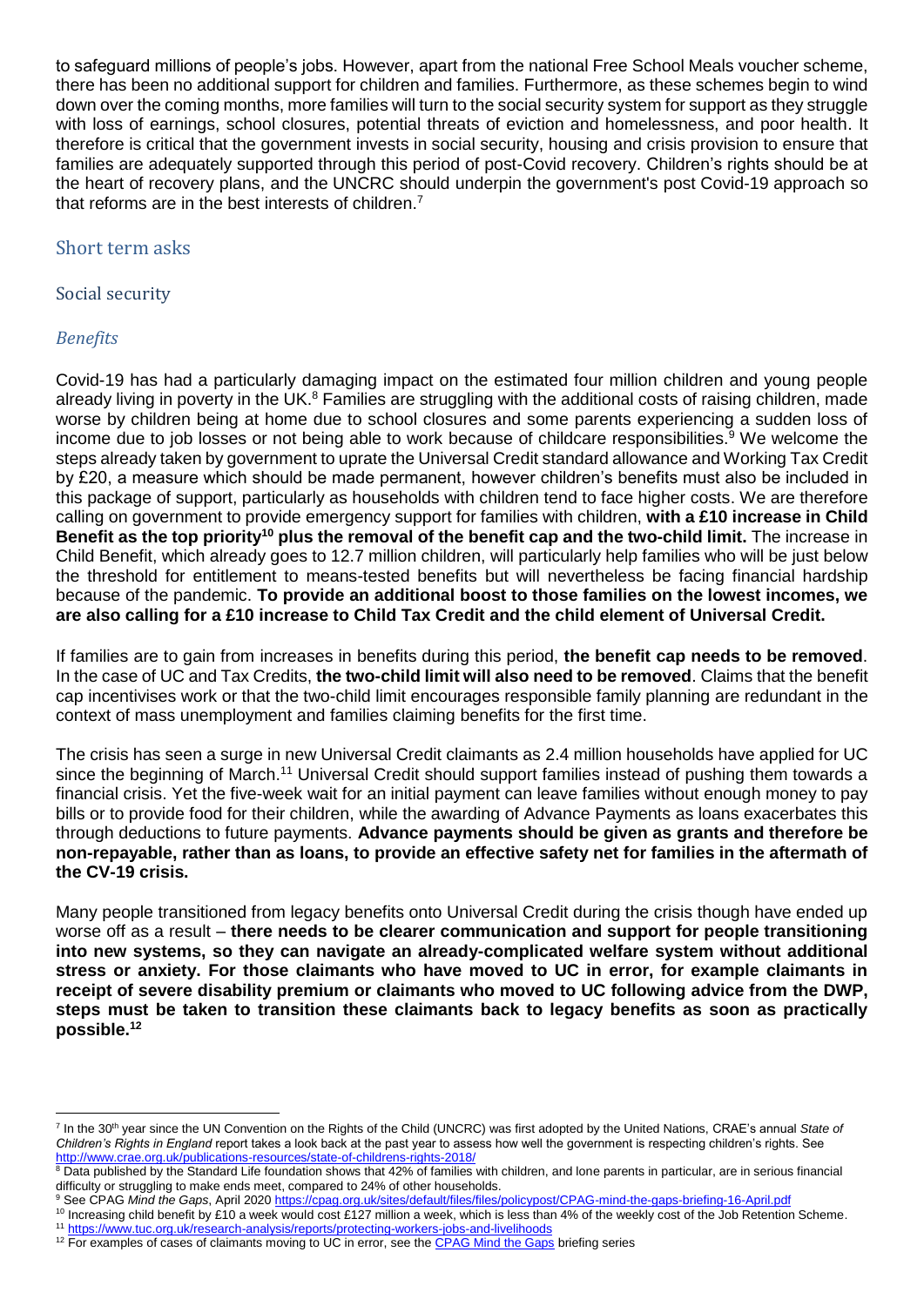to safeguard millions of people's jobs. However, apart from the national Free School Meals voucher scheme, there has been no additional support for children and families. Furthermore, as these schemes begin to wind down over the coming months, more families will turn to the social security system for support as they struggle with loss of earnings, school closures, potential threats of eviction and homelessness, and poor health. It therefore is critical that the government invests in social security, housing and crisis provision to ensure that families are adequately supported through this period of post-Covid recovery. Children's rights should be at the heart of recovery plans, and the UNCRC should underpin the government's post Covid-19 approach so that reforms are in the best interests of children.[7]

## Short term asks

### Social security

#### *Benefits*

Covid-19 has had a particularly damaging impact on the estimated four million children and young people already living in poverty in the UK.[8] Families are struggling with the additional costs of raising children, made worse by children being at home due to school closures and some parents experiencing a sudden loss of income due to job losses or not being able to work because of childcare responsibilities.[9] We welcome the steps already taken by government to uprate the Universal Credit standard allowance and Working Tax Credit by £20, a measure which should be made permanent, however children's benefits must also be included in this package of support, particularly as households with children tend to face higher costs. We are therefore calling on government to provide emergency support for families with children, **with a £10 increase in Child Benefit as the top priority[10] plus the removal of the benefit cap and the two-child limit.** The increase in Child Benefit, which already goes to 12.7 million children, will particularly help families who will be just below the threshold for entitlement to means-tested benefits but will nevertheless be facing financial hardship because of the pandemic. **To provide an additional boost to those families on the lowest incomes, we are also calling for a £10 increase to Child Tax Credit and the child element of Universal Credit.**

If families are to gain from increases in benefits during this period, **the benefit cap needs to be removed**. In the case of UC and Tax Credits, **the two-child limit will also need to be removed**. Claims that the benefit cap incentivises work or that the two-child limit encourages responsible family planning are redundant in the context of mass unemployment and families claiming benefits for the first time.

The crisis has seen a surge in new Universal Credit claimants as 2.4 million households have applied for UC since the beginning of March.[11] Universal Credit should support families instead of pushing them towards a financial crisis. Yet the five-week wait for an initial payment can leave families without enough money to pay bills or to provide food for their children, while the awarding of Advance Payments as loans exacerbates this through deductions to future payments. **Advance payments should be given as grants and therefore be non-repayable, rather than as loans, to provide an effective safety net for families in the aftermath of the CV-19 crisis.**

Many people transitioned from legacy benefits onto Universal Credit during the crisis though have ended up worse off as a result – **there needs to be clearer communication and support for people transitioning into new systems, so they can navigate an already-complicated welfare system without additional stress or anxiety. For those claimants who have moved to UC in error, for example claimants in receipt of severe disability premium or claimants who moved to UC following advice from the DWP, steps must be taken to transition these claimants back to legacy benefits as soon as practically possible.[12]**

---

[7] In the 30th year since the UN Convention on the Rights of the Child (UNCRC) was first adopted by the United Nations, CRAE's annual *State of Children's Rights in England* report takes a look back at the past year to assess how well the government is respecting children's rights. See http://www.crae.org.uk/publications-resources/state-of-childrens-rights-2018/

[8] Data published by the Standard Life foundation shows that 42% of families with children, and lone parents in particular, are in serious financial difficulty or struggling to make ends meet, compared to 24% of other households.

[9] See CPAG *Mind the Gaps*, April 2020 https://cpag.org.uk/sites/default/files/files/policypost/CPAG-mind-the-gaps-briefing-16-April.pdf

[10] Increasing child benefit by £10 a week would cost £127 million a week, which is less than 4% of the weekly cost of the Job Retention Scheme.

[11] https://www.tuc.org.uk/research-analysis/reports/protecting-workers-jobs-and-livelihoods

[12] For examples of cases of claimants moving to UC in error, see the CPAG Mind the Gaps briefing series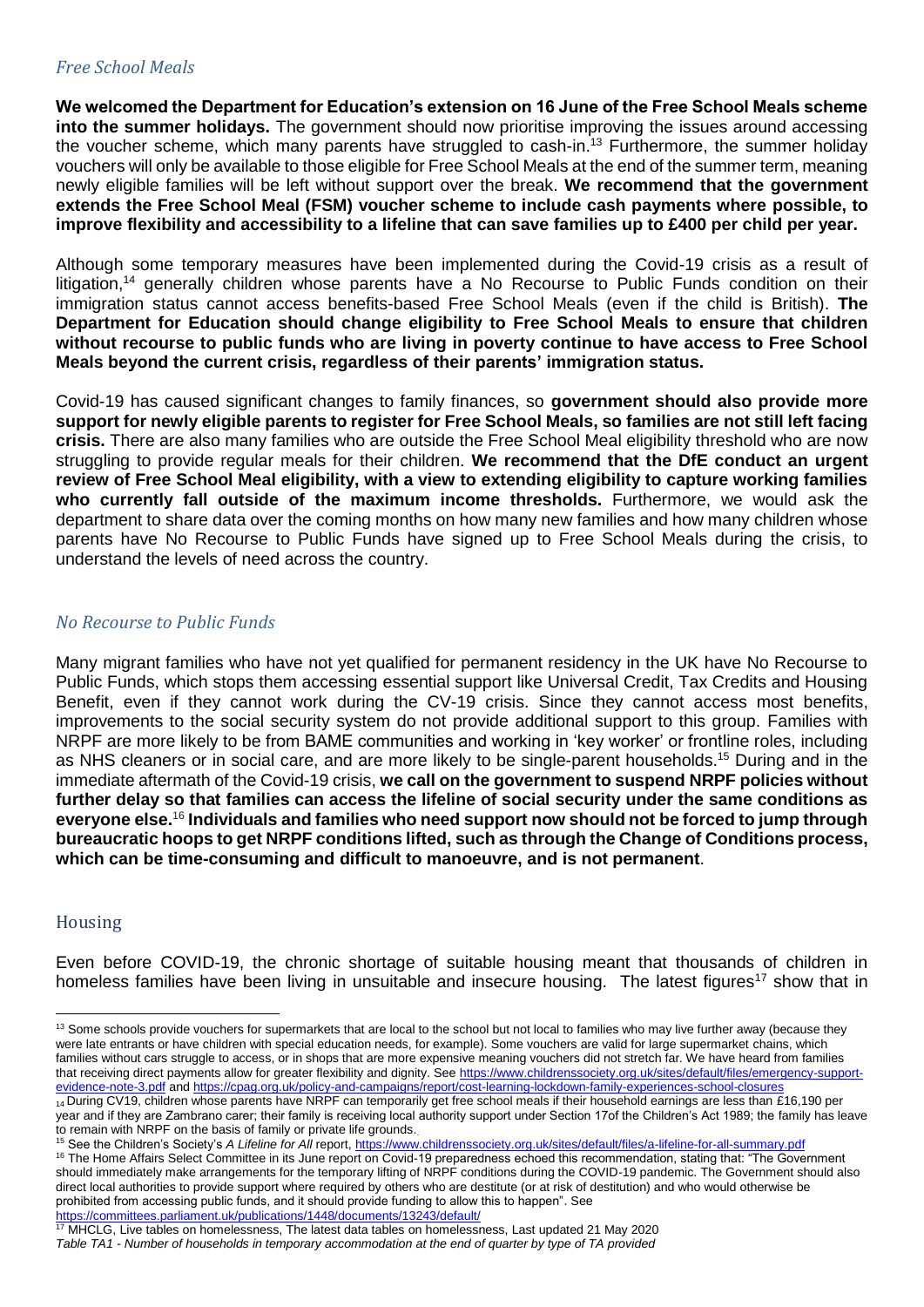### *Free School Meals*

**We welcomed the Department for Education's extension on 16 June of the Free School Meals scheme into the summer holidays.** The government should now prioritise improving the issues around accessing the voucher scheme, which many parents have struggled to cash-in.[13] Furthermore, the summer holiday vouchers will only be available to those eligible for Free School Meals at the end of the summer term, meaning newly eligible families will be left without support over the break. **We recommend that the government extends the Free School Meal (FSM) voucher scheme to include cash payments where possible, to improve flexibility and accessibility to a lifeline that can save families up to £400 per child per year.**

Although some temporary measures have been implemented during the Covid-19 crisis as a result of litigation,[14] generally children whose parents have a No Recourse to Public Funds condition on their immigration status cannot access benefits-based Free School Meals (even if the child is British). **The Department for Education should change eligibility to Free School Meals to ensure that children without recourse to public funds who are living in poverty continue to have access to Free School Meals beyond the current crisis, regardless of their parents' immigration status.**

Covid-19 has caused significant changes to family finances, so **government should also provide more support for newly eligible parents to register for Free School Meals, so families are not still left facing crisis.** There are also many families who are outside the Free School Meal eligibility threshold who are now struggling to provide regular meals for their children. **We recommend that the DfE conduct an urgent review of Free School Meal eligibility, with a view to extending eligibility to capture working families who currently fall outside of the maximum income thresholds.** Furthermore, we would ask the department to share data over the coming months on how many new families and how many children whose parents have No Recourse to Public Funds have signed up to Free School Meals during the crisis, to understand the levels of need across the country.

### *No Recourse to Public Funds*

Many migrant families who have not yet qualified for permanent residency in the UK have No Recourse to Public Funds, which stops them accessing essential support like Universal Credit, Tax Credits and Housing Benefit, even if they cannot work during the CV-19 crisis. Since they cannot access most benefits, improvements to the social security system do not provide additional support to this group. Families with NRPF are more likely to be from BAME communities and working in 'key worker' or frontline roles, including as NHS cleaners or in social care, and are more likely to be single-parent households.[15] During and in the immediate aftermath of the Covid-19 crisis, **we call on the government to suspend NRPF policies without further delay so that families can access the lifeline of social security under the same conditions as everyone else.**[16] **Individuals and families who need support now should not be forced to jump through bureaucratic hoops to get NRPF conditions lifted, such as through the Change of Conditions process, which can be time-consuming and difficult to manoeuvre, and is not permanent**.

## Housing

Even before COVID-19, the chronic shortage of suitable housing meant that thousands of children in homeless families have been living in unsuitable and insecure housing. The latest figures[17] show that in

---

[13] Some schools provide vouchers for supermarkets that are local to the school but not local to families who may live further away (because they were late entrants or have children with special education needs, for example). Some vouchers are valid for large supermarket chains, which families without cars struggle to access, or in shops that are more expensive meaning vouchers did not stretch far. We have heard from families that receiving direct payments allow for greater flexibility and dignity. See https://www.childrenssociety.org.uk/sites/default/files/emergency-support-evidence-note-3.pdf and https://cpag.org.uk/policy-and-campaigns/report/cost-learning-lockdown-family-experiences-school-closures

[14] During CV19, children whose parents have NRPF can temporarily get free school meals if their household earnings are less than £16,190 per year and if they are Zambrano carer; their family is receiving local authority support under Section 17of the Children's Act 1989; the family has leave to remain with NRPF on the basis of family or private life grounds.

[15] See the Children's Society's *A Lifeline for All* report, https://www.childrenssociety.org.uk/sites/default/files/a-lifeline-for-all-summary.pdf

[16] The Home Affairs Select Committee in its June report on Covid-19 preparedness echoed this recommendation, stating that: "The Government should immediately make arrangements for the temporary lifting of NRPF conditions during the COVID-19 pandemic. The Government should also direct local authorities to provide support where required by others who are destitute (or at risk of destitution) and who would otherwise be prohibited from accessing public funds, and it should provide funding to allow this to happen". See https://committees.parliament.uk/publications/1448/documents/13243/default/

[17] MHCLG, Live tables on homelessness, The latest data tables on homelessness, Last updated 21 May 2020
*Table TA1 - Number of households in temporary accommodation at the end of quarter by type of TA provided*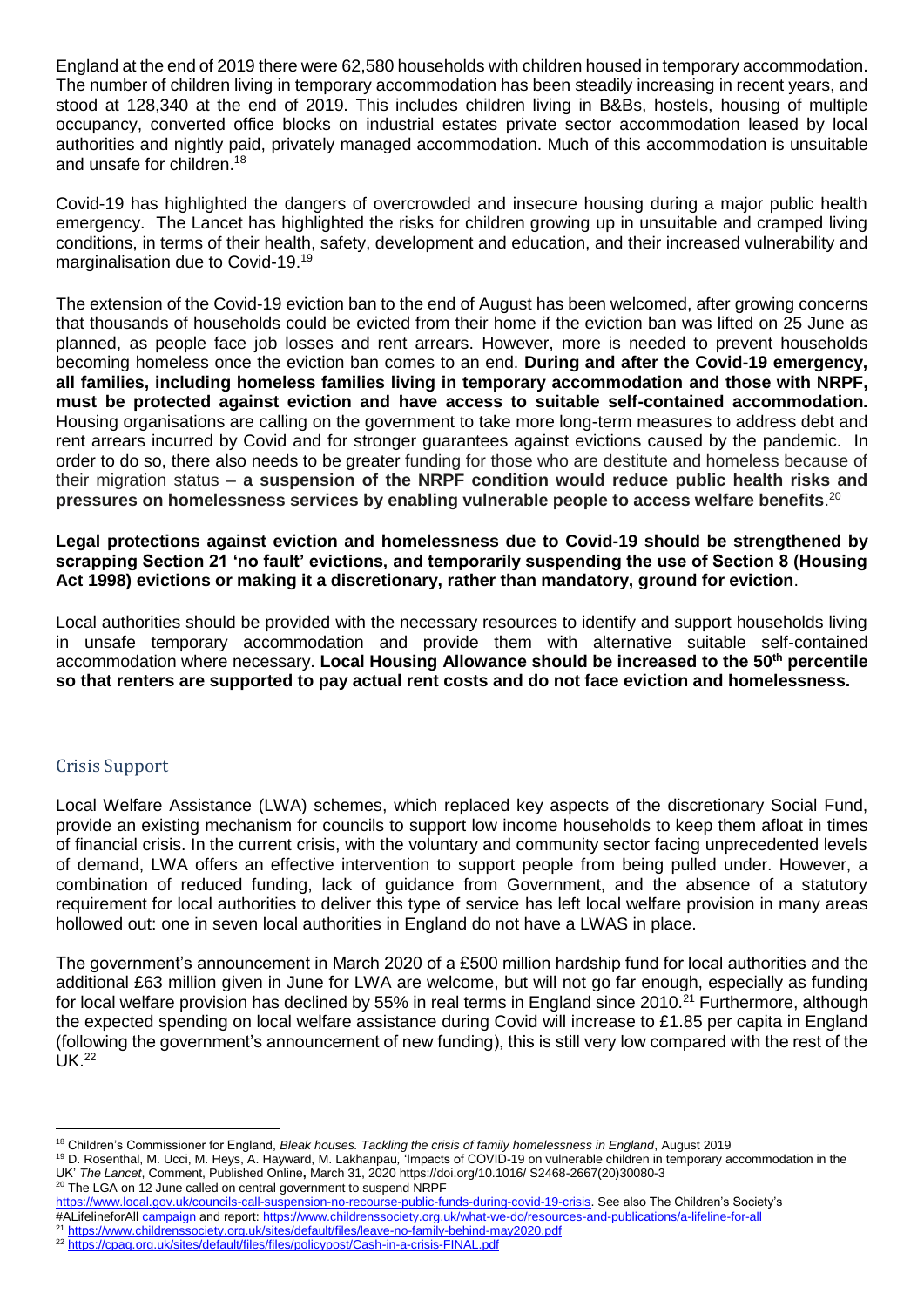England at the end of 2019 there were 62,580 households with children housed in temporary accommodation. The number of children living in temporary accommodation has been steadily increasing in recent years, and stood at 128,340 at the end of 2019. This includes children living in B&Bs, hostels, housing of multiple occupancy, converted office blocks on industrial estates private sector accommodation leased by local authorities and nightly paid, privately managed accommodation. Much of this accommodation is unsuitable and unsafe for children.[18]

Covid-19 has highlighted the dangers of overcrowded and insecure housing during a major public health emergency. The Lancet has highlighted the risks for children growing up in unsuitable and cramped living conditions, in terms of their health, safety, development and education, and their increased vulnerability and marginalisation due to Covid-19.[19]

The extension of the Covid-19 eviction ban to the end of August has been welcomed, after growing concerns that thousands of households could be evicted from their home if the eviction ban was lifted on 25 June as planned, as people face job losses and rent arrears. However, more is needed to prevent households becoming homeless once the eviction ban comes to an end. **During and after the Covid-19 emergency, all families, including homeless families living in temporary accommodation and those with NRPF, must be protected against eviction and have access to suitable self-contained accommodation.** Housing organisations are calling on the government to take more long-term measures to address debt and rent arrears incurred by Covid and for stronger guarantees against evictions caused by the pandemic. In order to do so, there also needs to be greater funding for those who are destitute and homeless because of their migration status – **a suspension of the NRPF condition would reduce public health risks and pressures on homelessness services by enabling vulnerable people to access welfare benefits**.[20]

**Legal protections against eviction and homelessness due to Covid-19 should be strengthened by scrapping Section 21 'no fault' evictions, and temporarily suspending the use of Section 8 (Housing Act 1998) evictions or making it a discretionary, rather than mandatory, ground for eviction**.

Local authorities should be provided with the necessary resources to identify and support households living in unsafe temporary accommodation and provide them with alternative suitable self-contained accommodation where necessary. **Local Housing Allowance should be increased to the 50th percentile so that renters are supported to pay actual rent costs and do not face eviction and homelessness.**

## Crisis Support

Local Welfare Assistance (LWA) schemes, which replaced key aspects of the discretionary Social Fund, provide an existing mechanism for councils to support low income households to keep them afloat in times of financial crisis. In the current crisis, with the voluntary and community sector facing unprecedented levels of demand, LWA offers an effective intervention to support people from being pulled under. However, a combination of reduced funding, lack of guidance from Government, and the absence of a statutory requirement for local authorities to deliver this type of service has left local welfare provision in many areas hollowed out: one in seven local authorities in England do not have a LWAS in place.

The government's announcement in March 2020 of a £500 million hardship fund for local authorities and the additional £63 million given in June for LWA are welcome, but will not go far enough, especially as funding for local welfare provision has declined by 55% in real terms in England since 2010.[21] Furthermore, although the expected spending on local welfare assistance during Covid will increase to £1.85 per capita in England (following the government's announcement of new funding), this is still very low compared with the rest of the UK.[22]

---

[18] Children's Commissioner for England, *Bleak houses. Tackling the crisis of family homelessness in England*, August 2019

[19] D. Rosenthal, M. Ucci, M. Heys, A. Hayward, M. Lakhanpau, 'Impacts of COVID-19 on vulnerable children in temporary accommodation in the UK' *The Lancet*, Comment, Published Online, March 31, 2020 https://doi.org/10.1016/ S2468-2667(20)30080-3

[20] The LGA on 12 June called on central government to suspend NRPF https://www.local.gov.uk/councils-call-suspension-no-recourse-public-funds-during-covid-19-crisis. See also The Children's Society's #ALifelineforAll campaign and report: https://www.childrenssociety.org.uk/what-we-do/resources-and-publications/a-lifeline-for-all

[21] https://www.childrenssociety.org.uk/sites/default/files/leave-no-family-behind-may2020.pdf

[22] https://cpag.org.uk/sites/default/files/files/policypost/Cash-in-a-crisis-FINAL.pdf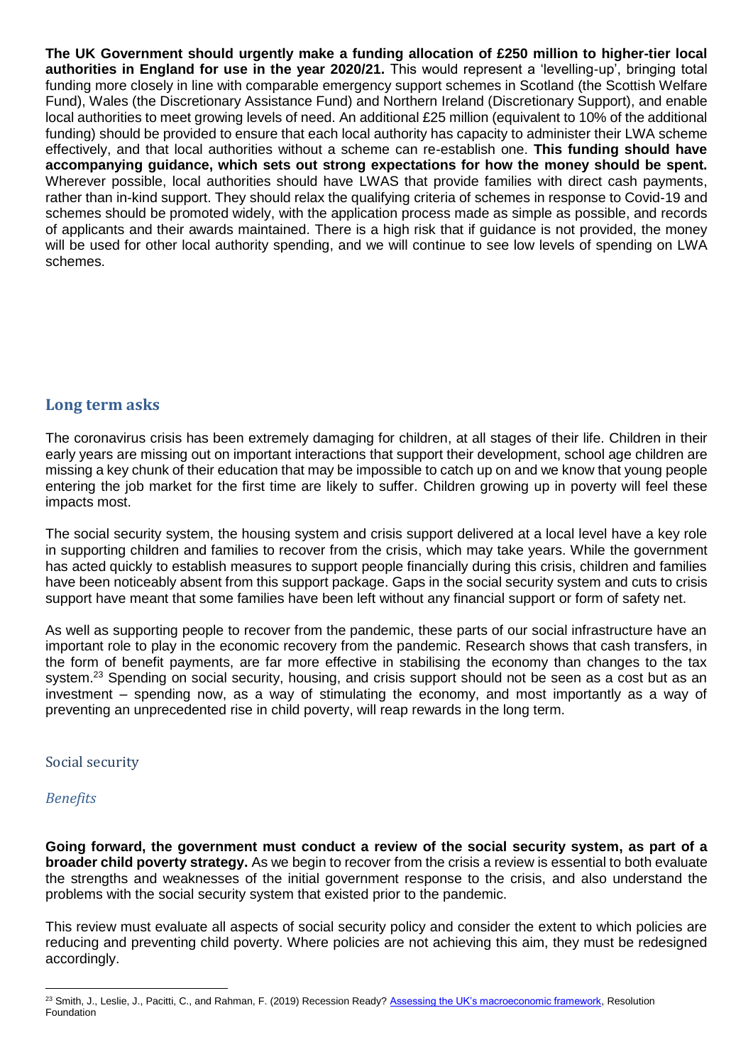**The UK Government should urgently make a funding allocation of £250 million to higher-tier local authorities in England for use in the year 2020/21.** This would represent a 'levelling-up', bringing total funding more closely in line with comparable emergency support schemes in Scotland (the Scottish Welfare Fund), Wales (the Discretionary Assistance Fund) and Northern Ireland (Discretionary Support), and enable local authorities to meet growing levels of need. An additional £25 million (equivalent to 10% of the additional funding) should be provided to ensure that each local authority has capacity to administer their LWA scheme effectively, and that local authorities without a scheme can re-establish one. **This funding should have accompanying guidance, which sets out strong expectations for how the money should be spent.** Wherever possible, local authorities should have LWAS that provide families with direct cash payments, rather than in-kind support. They should relax the qualifying criteria of schemes in response to Covid-19 and schemes should be promoted widely, with the application process made as simple as possible, and records of applicants and their awards maintained. There is a high risk that if guidance is not provided, the money will be used for other local authority spending, and we will continue to see low levels of spending on LWA schemes.

## Long term asks

The coronavirus crisis has been extremely damaging for children, at all stages of their life. Children in their early years are missing out on important interactions that support their development, school age children are missing a key chunk of their education that may be impossible to catch up on and we know that young people entering the job market for the first time are likely to suffer. Children growing up in poverty will feel these impacts most.

The social security system, the housing system and crisis support delivered at a local level have a key role in supporting children and families to recover from the crisis, which may take years. While the government has acted quickly to establish measures to support people financially during this crisis, children and families have been noticeably absent from this support package. Gaps in the social security system and cuts to crisis support have meant that some families have been left without any financial support or form of safety net.

As well as supporting people to recover from the pandemic, these parts of our social infrastructure have an important role to play in the economic recovery from the pandemic. Research shows that cash transfers, in the form of benefit payments, are far more effective in stabilising the economy than changes to the tax system.[23] Spending on social security, housing, and crisis support should not be seen as a cost but as an investment – spending now, as a way of stimulating the economy, and most importantly as a way of preventing an unprecedented rise in child poverty, will reap rewards in the long term.

### Social security

#### *Benefits*

**Going forward, the government must conduct a review of the social security system, as part of a broader child poverty strategy.** As we begin to recover from the crisis a review is essential to both evaluate the strengths and weaknesses of the initial government response to the crisis, and also understand the problems with the social security system that existed prior to the pandemic.

This review must evaluate all aspects of social security policy and consider the extent to which policies are reducing and preventing child poverty. Where policies are not achieving this aim, they must be redesigned accordingly.

---

[23] Smith, J., Leslie, J., Pacitti, C., and Rahman, F. (2019) Recession Ready? Assessing the UK's macroeconomic framework, Resolution Foundation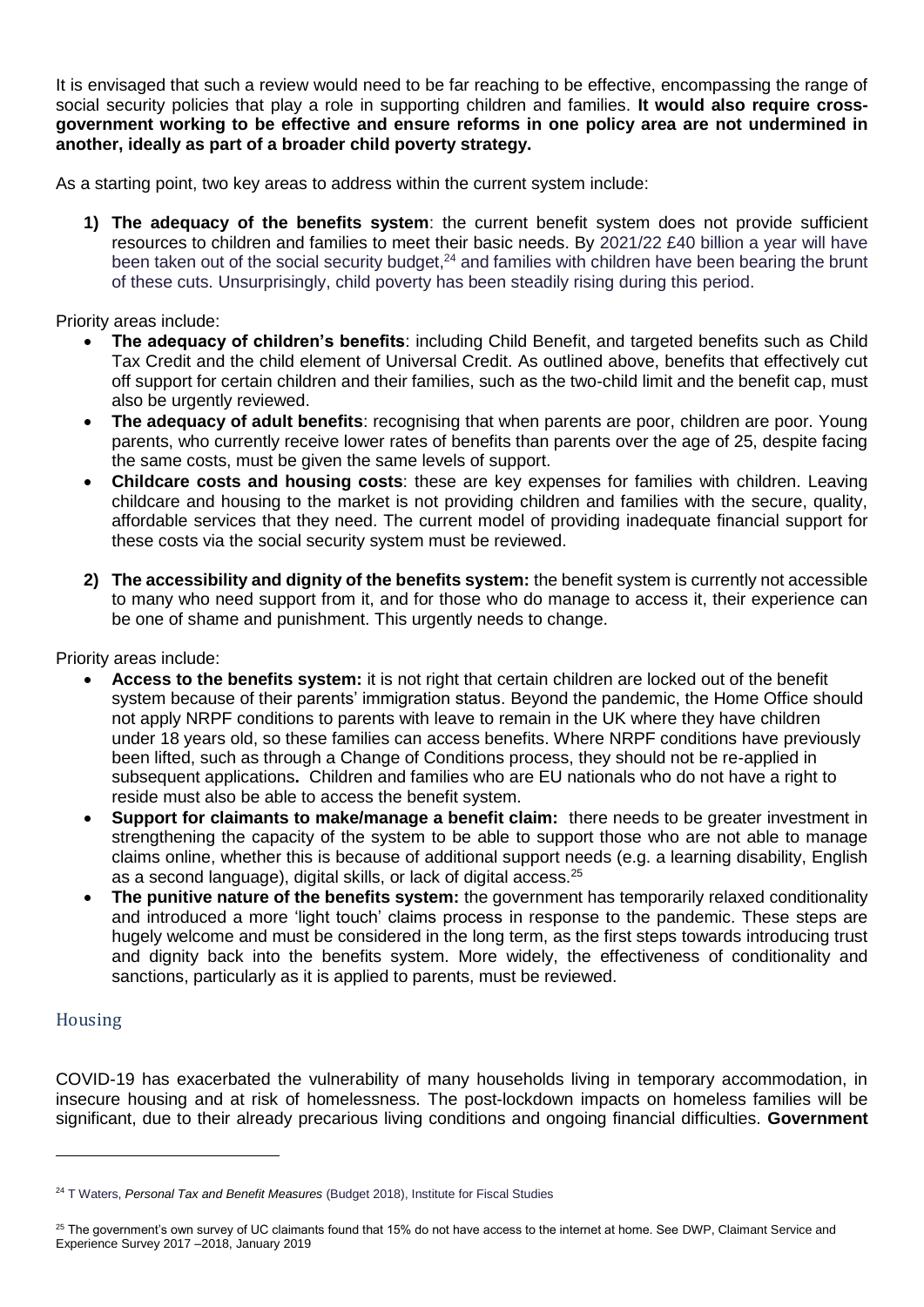It is envisaged that such a review would need to be far reaching to be effective, encompassing the range of social security policies that play a role in supporting children and families. **It would also require cross-government working to be effective and ensure reforms in one policy area are not undermined in another, ideally as part of a broader child poverty strategy.**

As a starting point, two key areas to address within the current system include:

1) **The adequacy of the benefits system**: the current benefit system does not provide sufficient resources to children and families to meet their basic needs. By 2021/22 £40 billion a year will have been taken out of the social security budget,[24] and families with children have been bearing the brunt of these cuts. Unsurprisingly, child poverty has been steadily rising during this period.

Priority areas include:

- **The adequacy of children's benefits**: including Child Benefit, and targeted benefits such as Child Tax Credit and the child element of Universal Credit. As outlined above, benefits that effectively cut off support for certain children and their families, such as the two-child limit and the benefit cap, must also be urgently reviewed.
- **The adequacy of adult benefits**: recognising that when parents are poor, children are poor. Young parents, who currently receive lower rates of benefits than parents over the age of 25, despite facing the same costs, must be given the same levels of support.
- **Childcare costs and housing costs**: these are key expenses for families with children. Leaving childcare and housing to the market is not providing children and families with the secure, quality, affordable services that they need. The current model of providing inadequate financial support for these costs via the social security system must be reviewed.

2) **The accessibility and dignity of the benefits system:** the benefit system is currently not accessible to many who need support from it, and for those who do manage to access it, their experience can be one of shame and punishment. This urgently needs to change.

Priority areas include:

- **Access to the benefits system:** it is not right that certain children are locked out of the benefit system because of their parents' immigration status. Beyond the pandemic, the Home Office should not apply NRPF conditions to parents with leave to remain in the UK where they have children under 18 years old, so these families can access benefits. Where NRPF conditions have previously been lifted, such as through a Change of Conditions process, they should not be re-applied in subsequent applications**.** Children and families who are EU nationals who do not have a right to reside must also be able to access the benefit system.
- **Support for claimants to make/manage a benefit claim:** there needs to be greater investment in strengthening the capacity of the system to be able to support those who are not able to manage claims online, whether this is because of additional support needs (e.g. a learning disability, English as a second language), digital skills, or lack of digital access.[25]
- **The punitive nature of the benefits system:** the government has temporarily relaxed conditionality and introduced a more 'light touch' claims process in response to the pandemic. These steps are hugely welcome and must be considered in the long term, as the first steps towards introducing trust and dignity back into the benefits system. More widely, the effectiveness of conditionality and sanctions, particularly as it is applied to parents, must be reviewed.

## Housing

COVID-19 has exacerbated the vulnerability of many households living in temporary accommodation, in insecure housing and at risk of homelessness. The post-lockdown impacts on homeless families will be significant, due to their already precarious living conditions and ongoing financial difficulties. **Government**

---

[24] T Waters, *Personal Tax and Benefit Measures* (Budget 2018), Institute for Fiscal Studies

[25] The government's own survey of UC claimants found that 15% do not have access to the internet at home. See DWP, Claimant Service and Experience Survey 2017 –2018, January 2019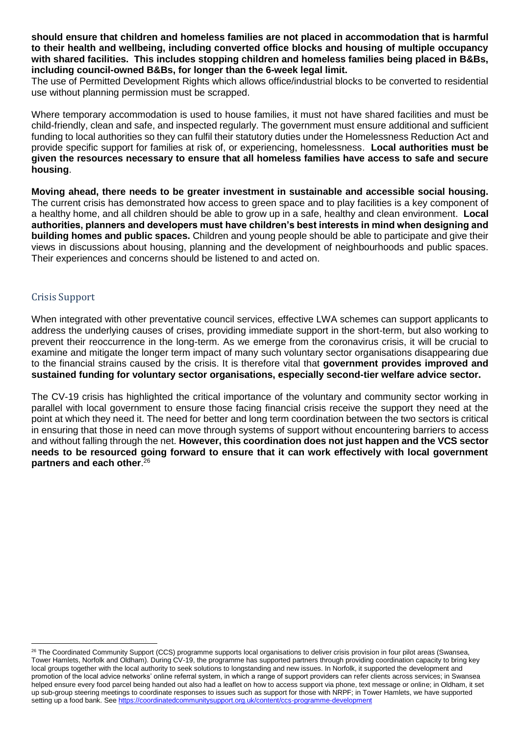**should ensure that children and homeless families are not placed in accommodation that is harmful to their health and wellbeing, including converted office blocks and housing of multiple occupancy with shared facilities. This includes stopping children and homeless families being placed in B&Bs, including council-owned B&Bs, for longer than the 6-week legal limit.**

The use of Permitted Development Rights which allows office/industrial blocks to be converted to residential use without planning permission must be scrapped.

Where temporary accommodation is used to house families, it must not have shared facilities and must be child-friendly, clean and safe, and inspected regularly. The government must ensure additional and sufficient funding to local authorities so they can fulfil their statutory duties under the Homelessness Reduction Act and provide specific support for families at risk of, or experiencing, homelessness. **Local authorities must be given the resources necessary to ensure that all homeless families have access to safe and secure housing**.

**Moving ahead, there needs to be greater investment in sustainable and accessible social housing.** The current crisis has demonstrated how access to green space and to play facilities is a key component of a healthy home, and all children should be able to grow up in a safe, healthy and clean environment. **Local authorities, planners and developers must have children's best interests in mind when designing and building homes and public spaces.** Children and young people should be able to participate and give their views in discussions about housing, planning and the development of neighbourhoods and public spaces. Their experiences and concerns should be listened to and acted on.

## Crisis Support

When integrated with other preventative council services, effective LWA schemes can support applicants to address the underlying causes of crises, providing immediate support in the short-term, but also working to prevent their reoccurrence in the long-term. As we emerge from the coronavirus crisis, it will be crucial to examine and mitigate the longer term impact of many such voluntary sector organisations disappearing due to the financial strains caused by the crisis. It is therefore vital that **government provides improved and sustained funding for voluntary sector organisations, especially second-tier welfare advice sector.**

The CV-19 crisis has highlighted the critical importance of the voluntary and community sector working in parallel with local government to ensure those facing financial crisis receive the support they need at the point at which they need it. The need for better and long term coordination between the two sectors is critical in ensuring that those in need can move through systems of support without encountering barriers to access and without falling through the net. **However, this coordination does not just happen and the VCS sector needs to be resourced going forward to ensure that it can work effectively with local government partners and each other**.[26]

---

[26] The Coordinated Community Support (CCS) programme supports local organisations to deliver crisis provision in four pilot areas (Swansea, Tower Hamlets, Norfolk and Oldham). During CV-19, the programme has supported partners through providing coordination capacity to bring key local groups together with the local authority to seek solutions to longstanding and new issues. In Norfolk, it supported the development and promotion of the local advice networks' online referral system, in which a range of support providers can refer clients across services; in Swansea helped ensure every food parcel being handed out also had a leaflet on how to access support via phone, text message or online; in Oldham, it set up sub-group steering meetings to coordinate responses to issues such as support for those with NRPF; in Tower Hamlets, we have supported setting up a food bank. See https://coordinatedcommunitysupport.org.uk/content/ccs-programme-development